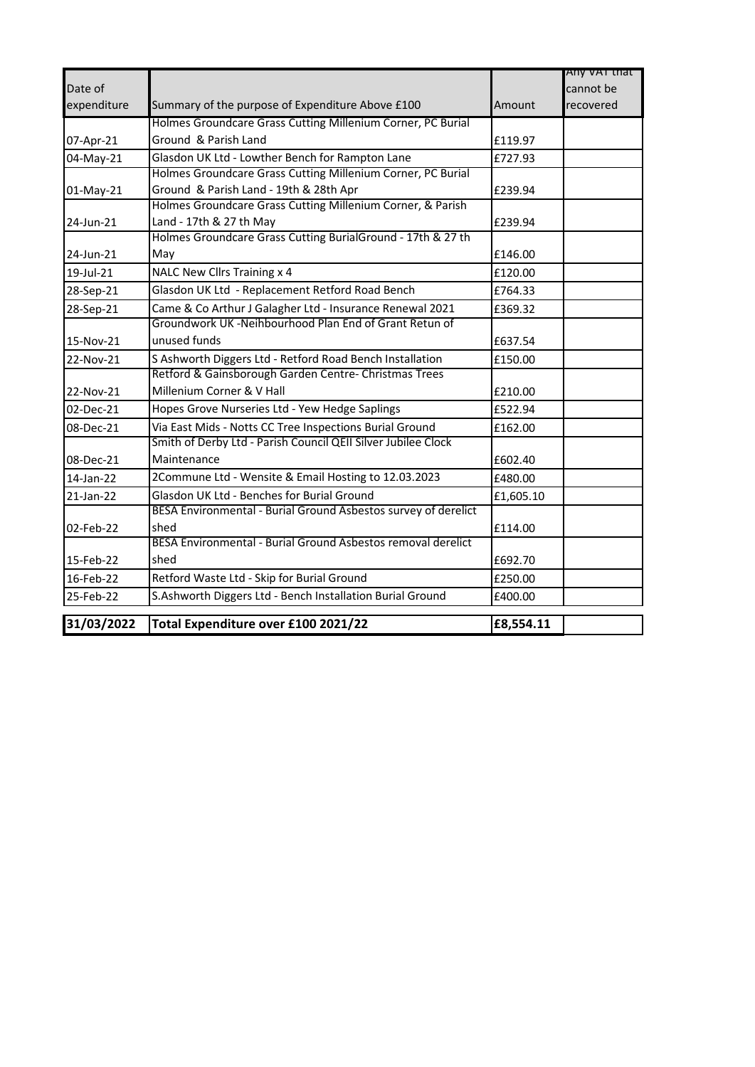| Date of expenditure | Summary of the purpose of Expenditure Above £100 | Amount | Any VAT that cannot be recovered |
|---|---|---|---|
| 07-Apr-21 | Holmes Groundcare Grass Cutting Millenium Corner, PC Burial Ground & Parish Land | £119.97 | |
| 04-May-21 | Glasdon UK Ltd - Lowther Bench for Rampton Lane | £727.93 | |
| 01-May-21 | Holmes Groundcare Grass Cutting Millenium Corner, PC Burial Ground & Parish Land - 19th & 28th Apr | £239.94 | |
| 24-Jun-21 | Holmes Groundcare Grass Cutting Millenium Corner, & Parish Land - 17th & 27 th May | £239.94 | |
| 24-Jun-21 | Holmes Groundcare Grass Cutting BurialGround - 17th & 27 th May | £146.00 | |
| 19-Jul-21 | NALC New Cllrs Training x 4 | £120.00 | |
| 28-Sep-21 | Glasdon UK Ltd - Replacement Retford Road Bench | £764.33 | |
| 28-Sep-21 | Came & Co Arthur J Galagher Ltd - Insurance Renewal 2021 | £369.32 | |
| 15-Nov-21 | Groundwork UK -Neihbourhood Plan End of Grant Retun of unused funds | £637.54 | |
| 22-Nov-21 | S Ashworth Diggers Ltd - Retford Road Bench Installation | £150.00 | |
| 22-Nov-21 | Retford & Gainsborough Garden Centre- Christmas Trees Millenium Corner & V Hall | £210.00 | |
| 02-Dec-21 | Hopes Grove Nurseries Ltd - Yew Hedge Saplings | £522.94 | |
| 08-Dec-21 | Via East Mids - Notts CC Tree Inspections Burial Ground | £162.00 | |
| 08-Dec-21 | Smith of Derby Ltd - Parish Council QEII Silver Jubilee Clock Maintenance | £602.40 | |
| 14-Jan-22 | 2Commune Ltd - Wensite & Email Hosting to 12.03.2023 | £480.00 | |
| 21-Jan-22 | Glasdon UK Ltd - Benches for Burial Ground | £1,605.10 | |
| 02-Feb-22 | BESA Environmental - Burial Ground Asbestos survey of derelict shed | £114.00 | |
| 15-Feb-22 | BESA Environmental - Burial Ground Asbestos removal derelict shed | £692.70 | |
| 16-Feb-22 | Retford Waste Ltd - Skip for Burial Ground | £250.00 | |
| 25-Feb-22 | S.Ashworth Diggers Ltd - Bench Installation Burial Ground | £400.00 | |
| **31/03/2022** | **Total Expenditure over £100 2021/22** | **£8,554.11** | |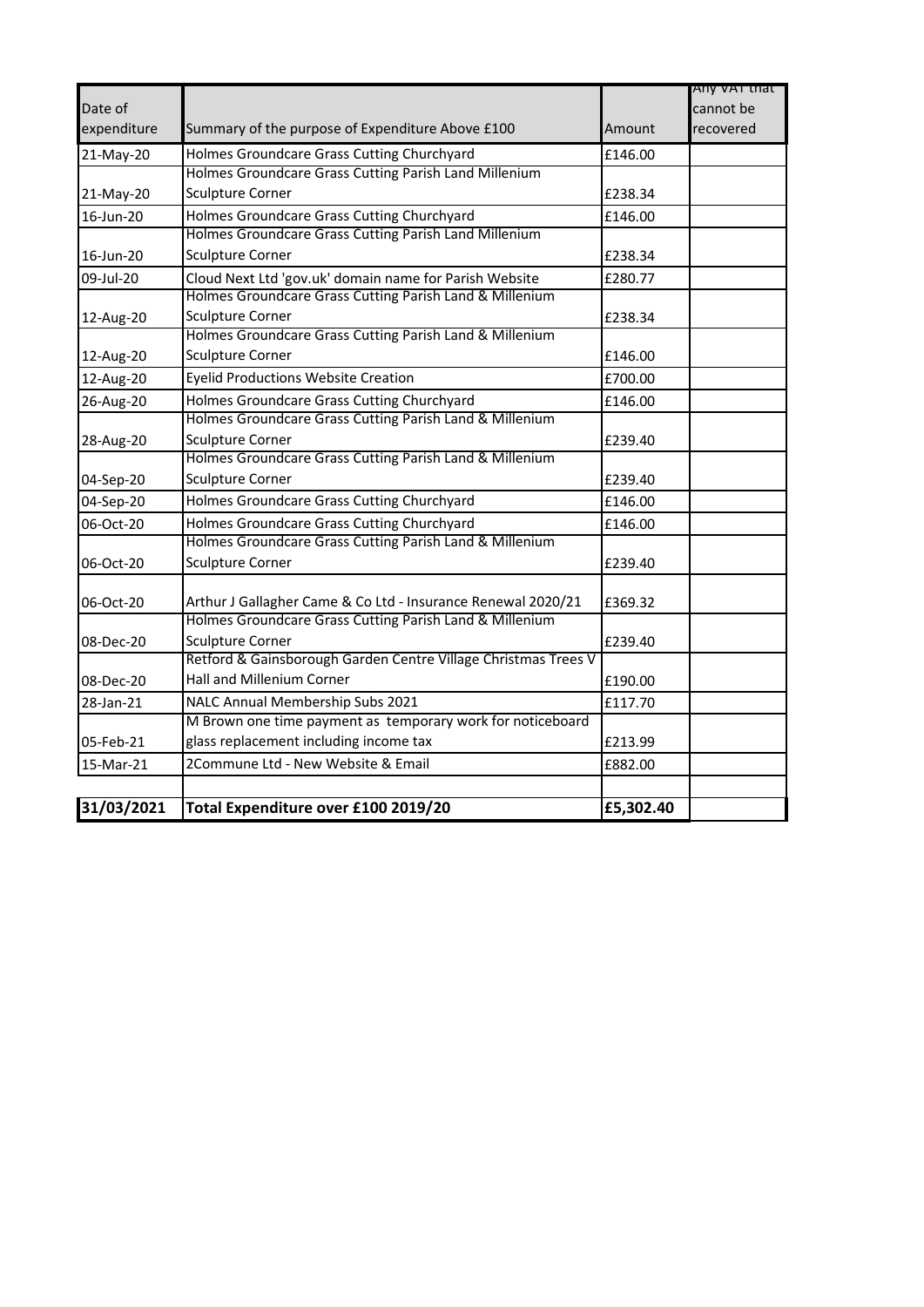| Date of expenditure | Summary of the purpose of Expenditure Above £100 | Amount | Any VAT that cannot be recovered |
|---|---|---|---|
| 21-May-20 | Holmes Groundcare Grass Cutting Churchyard | £146.00 | |
| 21-May-20 | Holmes Groundcare Grass Cutting Parish Land Millenium Sculpture Corner | £238.34 | |
| 16-Jun-20 | Holmes Groundcare Grass Cutting Churchyard | £146.00 | |
| 16-Jun-20 | Holmes Groundcare Grass Cutting Parish Land Millenium Sculpture Corner | £238.34 | |
| 09-Jul-20 | Cloud Next Ltd 'gov.uk' domain name for Parish Website | £280.77 | |
| 12-Aug-20 | Holmes Groundcare Grass Cutting Parish Land & Millenium Sculpture Corner | £238.34 | |
| 12-Aug-20 | Holmes Groundcare Grass Cutting Parish Land & Millenium Sculpture Corner | £146.00 | |
| 12-Aug-20 | Eyelid Productions Website Creation | £700.00 | |
| 26-Aug-20 | Holmes Groundcare Grass Cutting Churchyard | £146.00 | |
| 28-Aug-20 | Holmes Groundcare Grass Cutting Parish Land & Millenium Sculpture Corner | £239.40 | |
| 04-Sep-20 | Holmes Groundcare Grass Cutting Parish Land & Millenium Sculpture Corner | £239.40 | |
| 04-Sep-20 | Holmes Groundcare Grass Cutting Churchyard | £146.00 | |
| 06-Oct-20 | Holmes Groundcare Grass Cutting Churchyard | £146.00 | |
| 06-Oct-20 | Holmes Groundcare Grass Cutting Parish Land & Millenium Sculpture Corner | £239.40 | |
| 06-Oct-20 | Arthur J Gallagher Came & Co Ltd - Insurance Renewal 2020/21 | £369.32 | |
| 08-Dec-20 | Holmes Groundcare Grass Cutting Parish Land & Millenium Sculpture Corner | £239.40 | |
| 08-Dec-20 | Retford & Gainsborough Garden Centre Village Christmas Trees V Hall and Millenium Corner | £190.00 | |
| 28-Jan-21 | NALC Annual Membership Subs 2021 | £117.70 | |
| 05-Feb-21 | M Brown one time payment as temporary work for noticeboard glass replacement including income tax | £213.99 | |
| 15-Mar-21 | 2Commune Ltd - New Website & Email | £882.00 | |
| | | | |
| **31/03/2021** | **Total Expenditure over £100 2019/20** | **£5,302.40** | |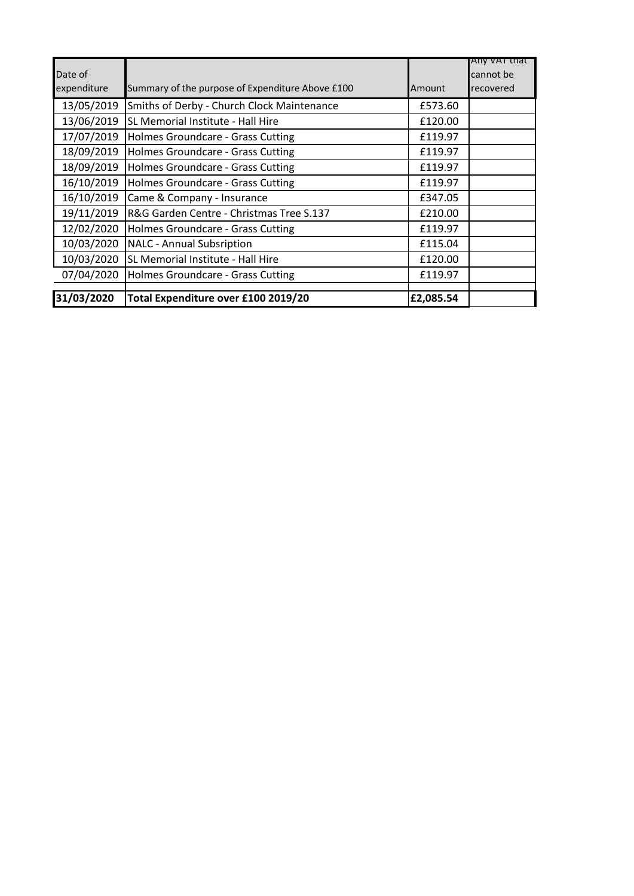| Date of expenditure | Summary of the purpose of Expenditure Above £100 | Amount | Any VAT that cannot be recovered |
|---|---|---|---|
| 13/05/2019 | Smiths of Derby - Church Clock Maintenance | £573.60 | |
| 13/06/2019 | SL Memorial Institute - Hall Hire | £120.00 | |
| 17/07/2019 | Holmes Groundcare - Grass Cutting | £119.97 | |
| 18/09/2019 | Holmes Groundcare - Grass Cutting | £119.97 | |
| 18/09/2019 | Holmes Groundcare - Grass Cutting | £119.97 | |
| 16/10/2019 | Holmes Groundcare - Grass Cutting | £119.97 | |
| 16/10/2019 | Came & Company - Insurance | £347.05 | |
| 19/11/2019 | R&G Garden Centre - Christmas Tree S.137 | £210.00 | |
| 12/02/2020 | Holmes Groundcare - Grass Cutting | £119.97 | |
| 10/03/2020 | NALC - Annual Subsription | £115.04 | |
| 10/03/2020 | SL Memorial Institute - Hall Hire | £120.00 | |
| 07/04/2020 | Holmes Groundcare - Grass Cutting | £119.97 | |
| | | | |
| **31/03/2020** | **Total Expenditure over £100 2019/20** | **£2,085.54** | |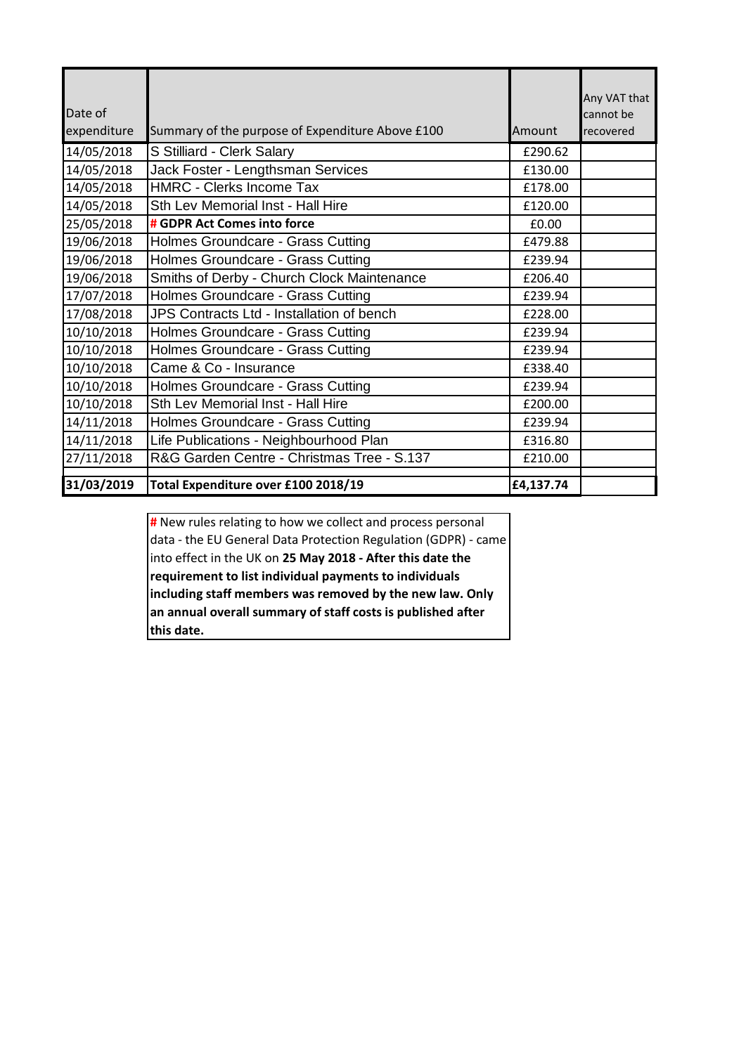| Date of expenditure | Summary of the purpose of Expenditure Above £100 | Amount | Any VAT that cannot be recovered |
|---|---|---|---|
| 14/05/2018 | S Stilliard - Clerk Salary | £290.62 | |
| 14/05/2018 | Jack Foster - Lengthsman Services | £130.00 | |
| 14/05/2018 | HMRC - Clerks Income Tax | £178.00 | |
| 14/05/2018 | Sth Lev Memorial Inst - Hall Hire | £120.00 | |
| 25/05/2018 | **# GDPR Act Comes into force** | £0.00 | |
| 19/06/2018 | Holmes Groundcare - Grass Cutting | £479.88 | |
| 19/06/2018 | Holmes Groundcare - Grass Cutting | £239.94 | |
| 19/06/2018 | Smiths of Derby - Church Clock Maintenance | £206.40 | |
| 17/07/2018 | Holmes Groundcare - Grass Cutting | £239.94 | |
| 17/08/2018 | JPS Contracts Ltd - Installation of bench | £228.00 | |
| 10/10/2018 | Holmes Groundcare - Grass Cutting | £239.94 | |
| 10/10/2018 | Holmes Groundcare - Grass Cutting | £239.94 | |
| 10/10/2018 | Came & Co - Insurance | £338.40 | |
| 10/10/2018 | Holmes Groundcare - Grass Cutting | £239.94 | |
| 10/10/2018 | Sth Lev Memorial Inst - Hall Hire | £200.00 | |
| 14/11/2018 | Holmes Groundcare - Grass Cutting | £239.94 | |
| 14/11/2018 | Life Publications - Neighbourhood Plan | £316.80 | |
| 27/11/2018 | R&G Garden Centre - Christmas Tree - S.137 | £210.00 | |
| | | | |
| **31/03/2019** | **Total Expenditure over £100 2018/19** | **£4,137.74** | |

# New rules relating to how we collect and process personal data - the EU General Data Protection Regulation (GDPR) - came into effect in the UK on **25 May 2018 - After this date the requirement to list individual payments to individuals including staff members was removed by the new law. Only an annual overall summary of staff costs is published after this date.**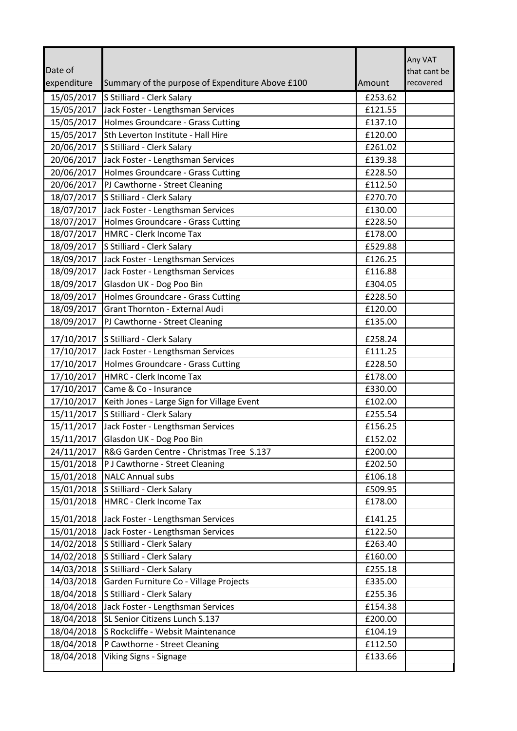| Date of expenditure | Summary of the purpose of Expenditure Above £100 | Amount | Any VAT that cant be recovered |
|---|---|---|---|
| 15/05/2017 | S Stilliard - Clerk Salary | £253.62 | |
| 15/05/2017 | Jack Foster - Lengthsman Services | £121.55 | |
| 15/05/2017 | Holmes Groundcare - Grass Cutting | £137.10 | |
| 15/05/2017 | Sth Leverton Institute - Hall Hire | £120.00 | |
| 20/06/2017 | S Stilliard - Clerk Salary | £261.02 | |
| 20/06/2017 | Jack Foster - Lengthsman Services | £139.38 | |
| 20/06/2017 | Holmes Groundcare - Grass Cutting | £228.50 | |
| 20/06/2017 | PJ Cawthorne - Street Cleaning | £112.50 | |
| 18/07/2017 | S Stilliard - Clerk Salary | £270.70 | |
| 18/07/2017 | Jack Foster - Lengthsman Services | £130.00 | |
| 18/07/2017 | Holmes Groundcare - Grass Cutting | £228.50 | |
| 18/07/2017 | HMRC - Clerk Income Tax | £178.00 | |
| 18/09/2017 | S Stilliard - Clerk Salary | £529.88 | |
| 18/09/2017 | Jack Foster - Lengthsman Services | £126.25 | |
| 18/09/2017 | Jack Foster - Lengthsman Services | £116.88 | |
| 18/09/2017 | Glasdon UK - Dog Poo Bin | £304.05 | |
| 18/09/2017 | Holmes Groundcare - Grass Cutting | £228.50 | |
| 18/09/2017 | Grant Thornton - External Audi | £120.00 | |
| 18/09/2017 | PJ Cawthorne - Street Cleaning | £135.00 | |
| 17/10/2017 | S Stilliard - Clerk Salary | £258.24 | |
| 17/10/2017 | Jack Foster - Lengthsman Services | £111.25 | |
| 17/10/2017 | Holmes Groundcare - Grass Cutting | £228.50 | |
| 17/10/2017 | HMRC - Clerk Income Tax | £178.00 | |
| 17/10/2017 | Came & Co - Insurance | £330.00 | |
| 17/10/2017 | Keith Jones - Large Sign for Village Event | £102.00 | |
| 15/11/2017 | S Stilliard - Clerk Salary | £255.54 | |
| 15/11/2017 | Jack Foster - Lengthsman Services | £156.25 | |
| 15/11/2017 | Glasdon UK - Dog Poo Bin | £152.02 | |
| 24/11/2017 | R&G Garden Centre - Christmas Tree S.137 | £200.00 | |
| 15/01/2018 | P J Cawthorne - Street Cleaning | £202.50 | |
| 15/01/2018 | NALC Annual subs | £106.18 | |
| 15/01/2018 | S Stilliard - Clerk Salary | £509.95 | |
| 15/01/2018 | HMRC - Clerk Income Tax | £178.00 | |
| 15/01/2018 | Jack Foster - Lengthsman Services | £141.25 | |
| 15/01/2018 | Jack Foster - Lengthsman Services | £122.50 | |
| 14/02/2018 | S Stilliard - Clerk Salary | £263.40 | |
| 14/02/2018 | S Stilliard - Clerk Salary | £160.00 | |
| 14/03/2018 | S Stilliard - Clerk Salary | £255.18 | |
| 14/03/2018 | Garden Furniture Co - Village Projects | £335.00 | |
| 18/04/2018 | S Stilliard - Clerk Salary | £255.36 | |
| 18/04/2018 | Jack Foster - Lengthsman Services | £154.38 | |
| 18/04/2018 | SL Senior Citizens Lunch S.137 | £200.00 | |
| 18/04/2018 | S Rockcliffe - Websit Maintenance | £104.19 | |
| 18/04/2018 | P Cawthorne - Street Cleaning | £112.50 | |
| 18/04/2018 | Viking Signs - Signage | £133.66 | |
| | | | |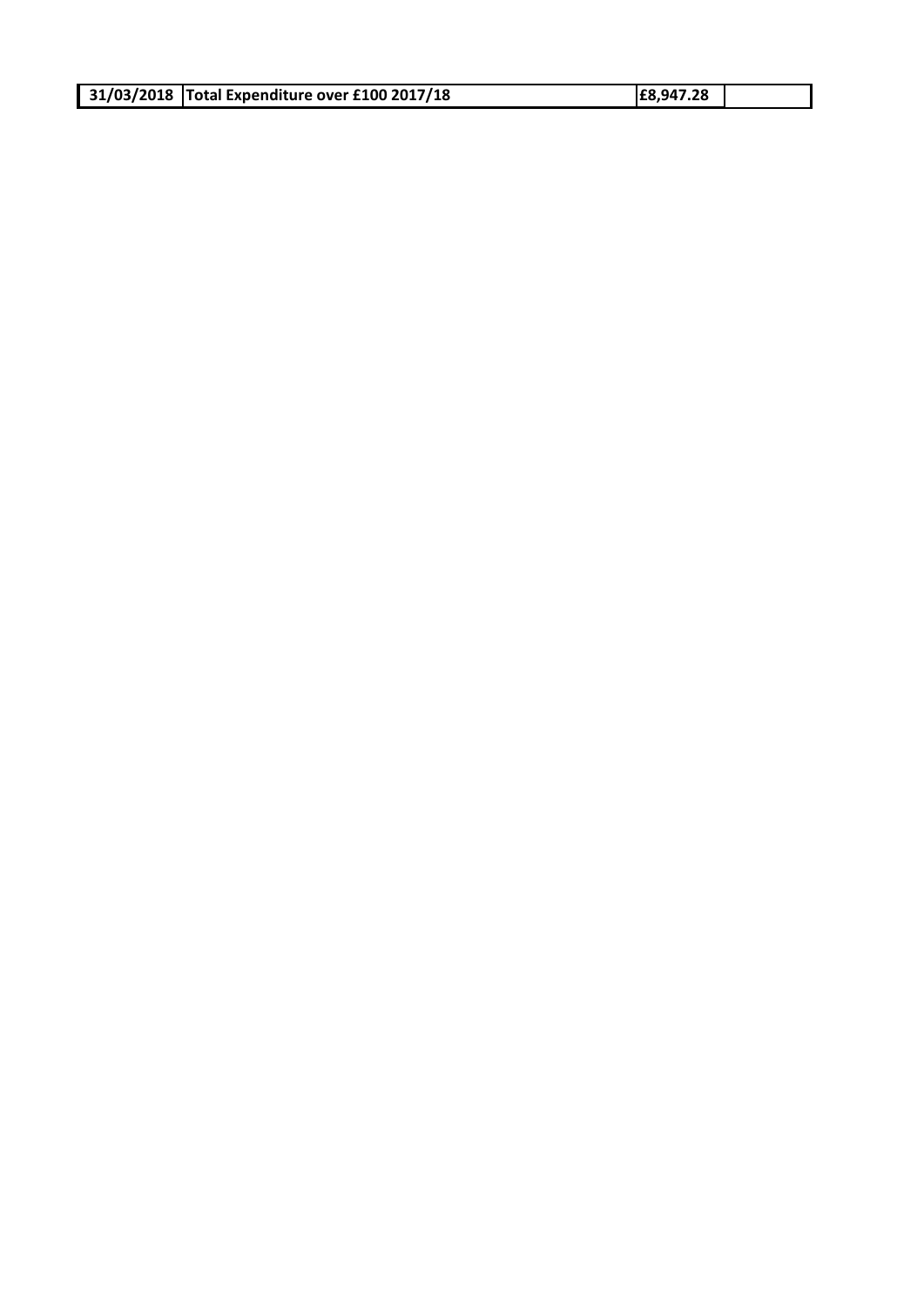| 31/03/2018 | Total Expenditure over £100 2017/18 | £8,947.28 | |
|---|---|---|---|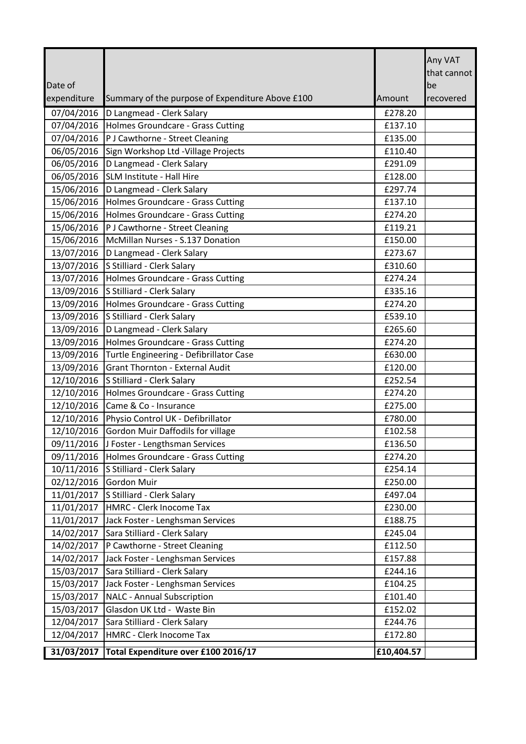| Date of expenditure | Summary of the purpose of Expenditure Above £100 | Amount | Any VAT that cannot be recovered |
|---|---|---|---|
| 07/04/2016 | D Langmead - Clerk Salary | £278.20 | |
| 07/04/2016 | Holmes Groundcare - Grass Cutting | £137.10 | |
| 07/04/2016 | P J Cawthorne - Street Cleaning | £135.00 | |
| 06/05/2016 | Sign Workshop Ltd -Village Projects | £110.40 | |
| 06/05/2016 | D Langmead - Clerk Salary | £291.09 | |
| 06/05/2016 | SLM Institute - Hall Hire | £128.00 | |
| 15/06/2016 | D Langmead - Clerk Salary | £297.74 | |
| 15/06/2016 | Holmes Groundcare - Grass Cutting | £137.10 | |
| 15/06/2016 | Holmes Groundcare - Grass Cutting | £274.20 | |
| 15/06/2016 | P J Cawthorne - Street Cleaning | £119.21 | |
| 15/06/2016 | McMillan Nurses - S.137 Donation | £150.00 | |
| 13/07/2016 | D Langmead - Clerk Salary | £273.67 | |
| 13/07/2016 | S Stilliard - Clerk Salary | £310.60 | |
| 13/07/2016 | Holmes Groundcare - Grass Cutting | £274.24 | |
| 13/09/2016 | S Stilliard - Clerk Salary | £335.16 | |
| 13/09/2016 | Holmes Groundcare - Grass Cutting | £274.20 | |
| 13/09/2016 | S Stilliard - Clerk Salary | £539.10 | |
| 13/09/2016 | D Langmead - Clerk Salary | £265.60 | |
| 13/09/2016 | Holmes Groundcare - Grass Cutting | £274.20 | |
| 13/09/2016 | Turtle Engineering - Defibrillator Case | £630.00 | |
| 13/09/2016 | Grant Thornton - External Audit | £120.00 | |
| 12/10/2016 | S Stilliard - Clerk Salary | £252.54 | |
| 12/10/2016 | Holmes Groundcare - Grass Cutting | £274.20 | |
| 12/10/2016 | Came & Co - Insurance | £275.00 | |
| 12/10/2016 | Physio Control UK - Defibrillator | £780.00 | |
| 12/10/2016 | Gordon Muir Daffodils for village | £102.58 | |
| 09/11/2016 | J Foster - Lengthsman Services | £136.50 | |
| 09/11/2016 | Holmes Groundcare - Grass Cutting | £274.20 | |
| 10/11/2016 | S Stilliard - Clerk Salary | £254.14 | |
| 02/12/2016 | Gordon Muir | £250.00 | |
| 11/01/2017 | S Stilliard - Clerk Salary | £497.04 | |
| 11/01/2017 | HMRC - Clerk Inocome Tax | £230.00 | |
| 11/01/2017 | Jack Foster - Lenghsman Services | £188.75 | |
| 14/02/2017 | Sara Stilliard - Clerk Salary | £245.04 | |
| 14/02/2017 | P Cawthorne - Street Cleaning | £112.50 | |
| 14/02/2017 | Jack Foster - Lenghsman Services | £157.88 | |
| 15/03/2017 | Sara Stilliard - Clerk Salary | £244.16 | |
| 15/03/2017 | Jack Foster - Lenghsman Services | £104.25 | |
| 15/03/2017 | NALC - Annual Subscription | £101.40 | |
| 15/03/2017 | Glasdon UK Ltd - Waste Bin | £152.02 | |
| 12/04/2017 | Sara Stilliard - Clerk Salary | £244.76 | |
| 12/04/2017 | HMRC - Clerk Inocome Tax | £172.80 | |
| **31/03/2017** | **Total Expenditure over £100 2016/17** | **£10,404.57** | |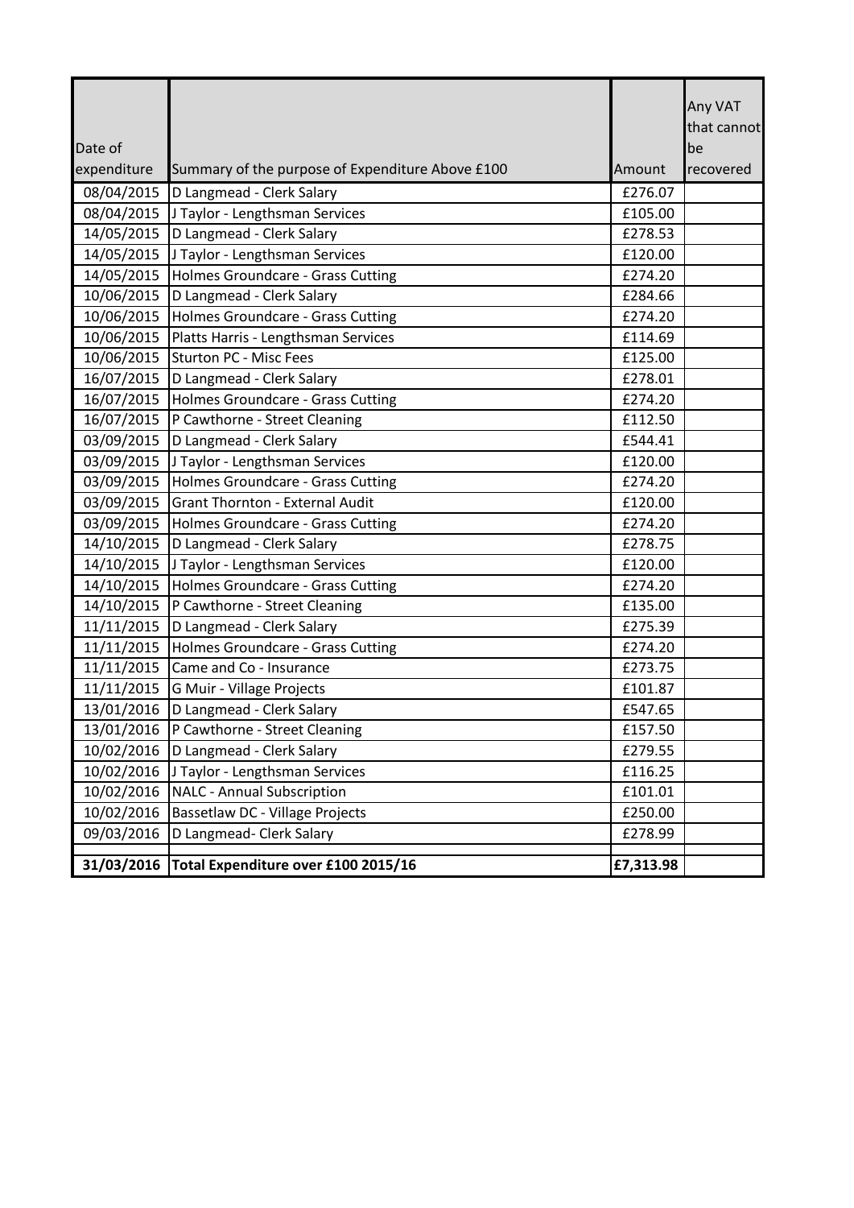| Date of expenditure | Summary of the purpose of Expenditure Above £100 | Amount | Any VAT that cannot be recovered |
|---|---|---|---|
| 08/04/2015 | D Langmead - Clerk Salary | £276.07 | |
| 08/04/2015 | J Taylor - Lengthsman Services | £105.00 | |
| 14/05/2015 | D Langmead - Clerk Salary | £278.53 | |
| 14/05/2015 | J Taylor - Lengthsman Services | £120.00 | |
| 14/05/2015 | Holmes Groundcare - Grass Cutting | £274.20 | |
| 10/06/2015 | D Langmead - Clerk Salary | £284.66 | |
| 10/06/2015 | Holmes Groundcare - Grass Cutting | £274.20 | |
| 10/06/2015 | Platts Harris - Lengthsman Services | £114.69 | |
| 10/06/2015 | Sturton PC - Misc Fees | £125.00 | |
| 16/07/2015 | D Langmead - Clerk Salary | £278.01 | |
| 16/07/2015 | Holmes Groundcare - Grass Cutting | £274.20 | |
| 16/07/2015 | P Cawthorne - Street Cleaning | £112.50 | |
| 03/09/2015 | D Langmead - Clerk Salary | £544.41 | |
| 03/09/2015 | J Taylor - Lengthsman Services | £120.00 | |
| 03/09/2015 | Holmes Groundcare - Grass Cutting | £274.20 | |
| 03/09/2015 | Grant Thornton - External Audit | £120.00 | |
| 03/09/2015 | Holmes Groundcare - Grass Cutting | £274.20 | |
| 14/10/2015 | D Langmead - Clerk Salary | £278.75 | |
| 14/10/2015 | J Taylor - Lengthsman Services | £120.00 | |
| 14/10/2015 | Holmes Groundcare - Grass Cutting | £274.20 | |
| 14/10/2015 | P Cawthorne - Street Cleaning | £135.00 | |
| 11/11/2015 | D Langmead - Clerk Salary | £275.39 | |
| 11/11/2015 | Holmes Groundcare - Grass Cutting | £274.20 | |
| 11/11/2015 | Came and Co - Insurance | £273.75 | |
| 11/11/2015 | G Muir - Village Projects | £101.87 | |
| 13/01/2016 | D Langmead - Clerk Salary | £547.65 | |
| 13/01/2016 | P Cawthorne - Street Cleaning | £157.50 | |
| 10/02/2016 | D Langmead - Clerk Salary | £279.55 | |
| 10/02/2016 | J Taylor - Lengthsman Services | £116.25 | |
| 10/02/2016 | NALC - Annual Subscription | £101.01 | |
| 10/02/2016 | Bassetlaw DC - Village Projects | £250.00 | |
| 09/03/2016 | D Langmead- Clerk Salary | £278.99 | |
| | | | |
| **31/03/2016** | **Total Expenditure over £100 2015/16** | **£7,313.98** | |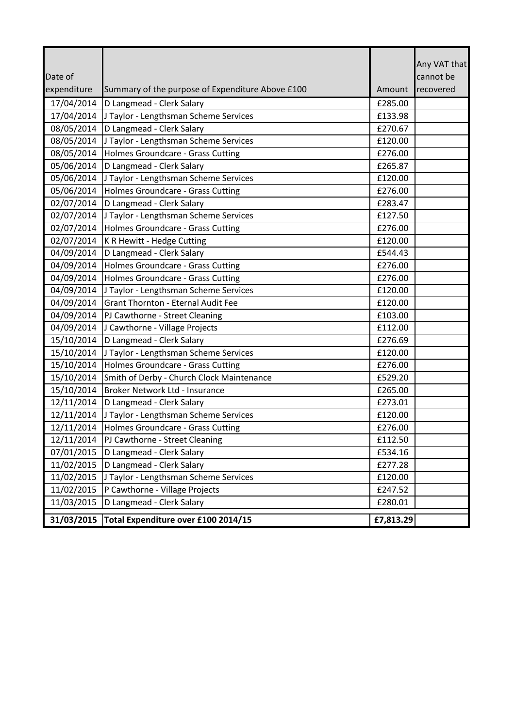| Date of expenditure | Summary of the purpose of Expenditure Above £100 | Amount | Any VAT that cannot be recovered |
|---|---|---|---|
| 17/04/2014 | D Langmead - Clerk Salary | £285.00 | |
| 17/04/2014 | J Taylor - Lengthsman Scheme Services | £133.98 | |
| 08/05/2014 | D Langmead - Clerk Salary | £270.67 | |
| 08/05/2014 | J Taylor - Lengthsman Scheme Services | £120.00 | |
| 08/05/2014 | Holmes Groundcare - Grass Cutting | £276.00 | |
| 05/06/2014 | D Langmead - Clerk Salary | £265.87 | |
| 05/06/2014 | J Taylor - Lengthsman Scheme Services | £120.00 | |
| 05/06/2014 | Holmes Groundcare - Grass Cutting | £276.00 | |
| 02/07/2014 | D Langmead - Clerk Salary | £283.47 | |
| 02/07/2014 | J Taylor - Lengthsman Scheme Services | £127.50 | |
| 02/07/2014 | Holmes Groundcare - Grass Cutting | £276.00 | |
| 02/07/2014 | K R Hewitt - Hedge Cutting | £120.00 | |
| 04/09/2014 | D Langmead - Clerk Salary | £544.43 | |
| 04/09/2014 | Holmes Groundcare - Grass Cutting | £276.00 | |
| 04/09/2014 | Holmes Groundcare - Grass Cutting | £276.00 | |
| 04/09/2014 | J Taylor - Lengthsman Scheme Services | £120.00 | |
| 04/09/2014 | Grant Thornton - Eternal Audit Fee | £120.00 | |
| 04/09/2014 | PJ Cawthorne - Street Cleaning | £103.00 | |
| 04/09/2014 | J Cawthorne - Village Projects | £112.00 | |
| 15/10/2014 | D Langmead - Clerk Salary | £276.69 | |
| 15/10/2014 | J Taylor - Lengthsman Scheme Services | £120.00 | |
| 15/10/2014 | Holmes Groundcare - Grass Cutting | £276.00 | |
| 15/10/2014 | Smith of Derby - Church Clock Maintenance | £529.20 | |
| 15/10/2014 | Broker Network Ltd - Insurance | £265.00 | |
| 12/11/2014 | D Langmead - Clerk Salary | £273.01 | |
| 12/11/2014 | J Taylor - Lengthsman Scheme Services | £120.00 | |
| 12/11/2014 | Holmes Groundcare - Grass Cutting | £276.00 | |
| 12/11/2014 | PJ Cawthorne - Street Cleaning | £112.50 | |
| 07/01/2015 | D Langmead - Clerk Salary | £534.16 | |
| 11/02/2015 | D Langmead - Clerk Salary | £277.28 | |
| 11/02/2015 | J Taylor - Lengthsman Scheme Services | £120.00 | |
| 11/02/2015 | P Cawthorne - Village Projects | £247.52 | |
| 11/03/2015 | D Langmead - Clerk Salary | £280.01 | |
| **31/03/2015** | **Total Expenditure over £100 2014/15** | **£7,813.29** | |